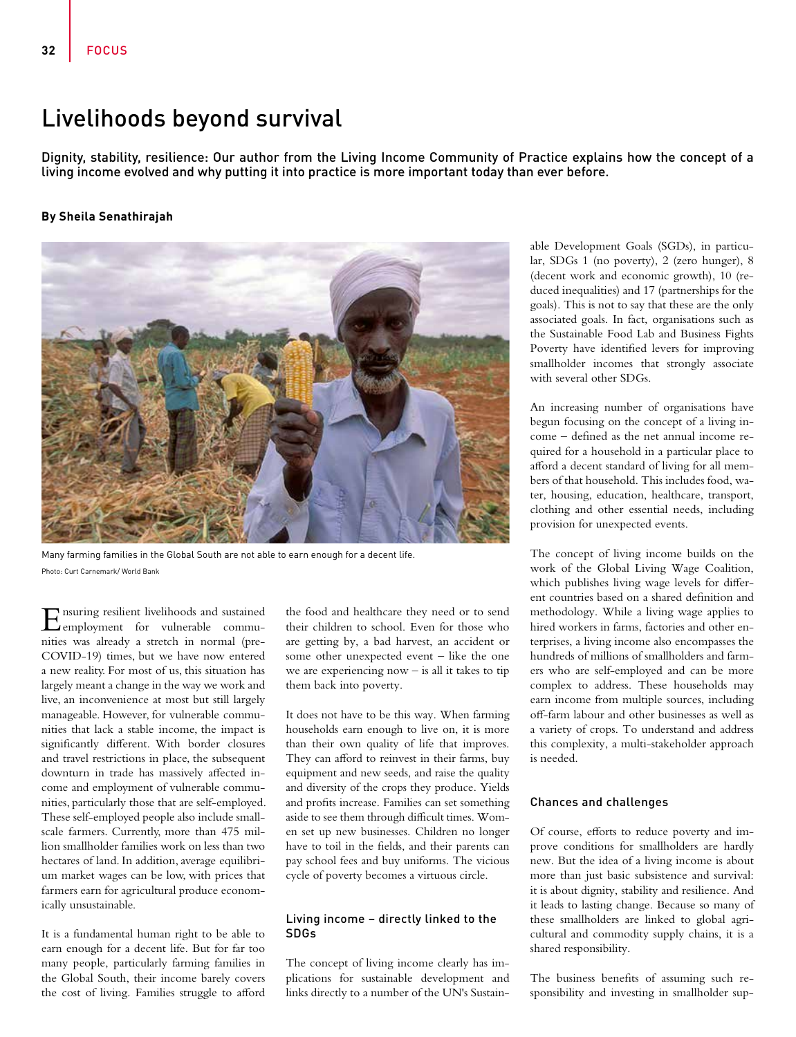# Livelihoods beyond survival

Dignity, stability, resilience: Our author from the Living Income Community of Practice explains how the concept of a living income evolved and why putting it into practice is more important today than ever before.

**By Sheila Senathirajah**

Many farming families in the Global South are not able to earn enough for a decent life.

Photo: Curt Carnemark/ World Bank

Ensuring resilient livelihoods and sustained employment for vulnerable communities was already a stretch in normal (pre-COVID-19) times, but we have now entered a new reality. For most of us, this situation has largely meant a change in the way we work and live, an inconvenience at most but still largely manageable. However, for vulnerable communities that lack a stable income, the impact is significantly different. With border closures and travel restrictions in place, the subsequent downturn in trade has massively affected income and employment of vulnerable communities, particularly those that are self-employed. These self-employed people also include small-scale farmers. Currently, more than 475 million smallholder families work on less than two hectares of land. In addition, average equilibrium market wages can be low, with prices that farmers earn for agricultural produce economically unsustainable.

It is a fundamental human right to be able to earn enough for a decent life. But for far too many people, particularly farming families in the Global South, their income barely covers the cost of living. Families struggle to afford the food and healthcare they need or to send their children to school. Even for those who are getting by, a bad harvest, an accident or some other unexpected event – like the one we are experiencing now – is all it takes to tip them back into poverty.

It does not have to be this way. When farming households earn enough to live on, it is more than their own quality of life that improves. They can afford to reinvest in their farms, buy equipment and new seeds, and raise the quality and diversity of the crops they produce. Yields and profits increase. Families can set something aside to see them through difficult times. Women set up new businesses. Children no longer have to toil in the fields, and their parents can pay school fees and buy uniforms. The vicious cycle of poverty becomes a virtuous circle.

## Living income – directly linked to the SDGs

The concept of living income clearly has implications for sustainable development and links directly to a number of the UN's Sustainable Development Goals (SGDs), in particular, SDGs 1 (no poverty), 2 (zero hunger), 8 (decent work and economic growth), 10 (reduced inequalities) and 17 (partnerships for the goals). This is not to say that these are the only associated goals. In fact, organisations such as the Sustainable Food Lab and Business Fights Poverty have identified levers for improving smallholder incomes that strongly associate with several other SDGs.

An increasing number of organisations have begun focusing on the concept of a living income – defined as the net annual income required for a household in a particular place to afford a decent standard of living for all members of that household. This includes food, water, housing, education, healthcare, transport, clothing and other essential needs, including provision for unexpected events.

The concept of living income builds on the work of the Global Living Wage Coalition, which publishes living wage levels for different countries based on a shared definition and methodology. While a living wage applies to hired workers in farms, factories and other enterprises, a living income also encompasses the hundreds of millions of smallholders and farmers who are self-employed and can be more complex to address. These households may earn income from multiple sources, including off-farm labour and other businesses as well as a variety of crops. To understand and address this complexity, a multi-stakeholder approach is needed.

## Chances and challenges

Of course, efforts to reduce poverty and improve conditions for smallholders are hardly new. But the idea of a living income is about more than just basic subsistence and survival: it is about dignity, stability and resilience. And it leads to lasting change. Because so many of these smallholders are linked to global agricultural and commodity supply chains, it is a shared responsibility.

The business benefits of assuming such responsibility and investing in smallholder sup-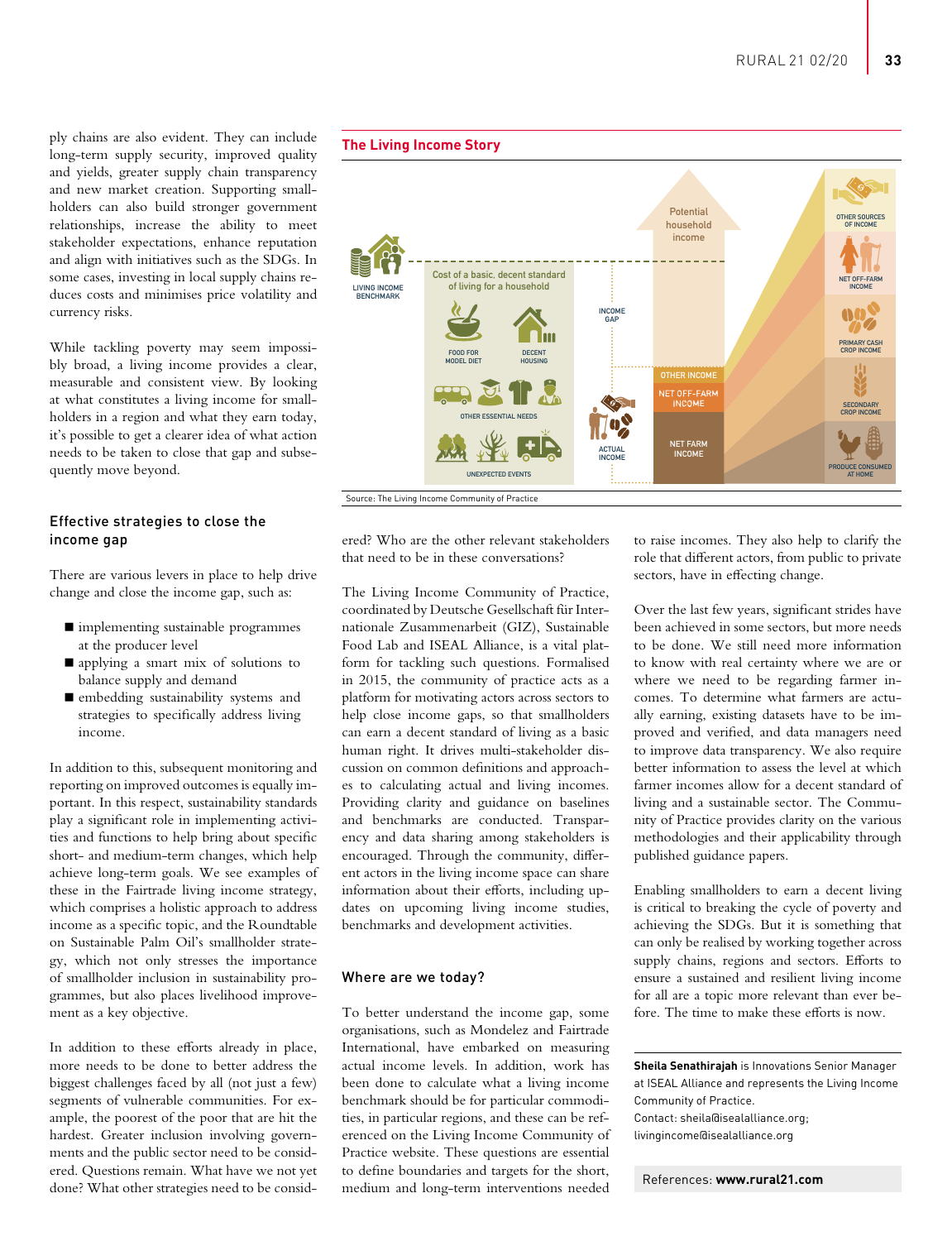ply chains are also evident. They can include long-term supply security, improved quality and yields, greater supply chain transparency and new market creation. Supporting smallholders can also build stronger government relationships, increase the ability to meet stakeholder expectations, enhance reputation and align with initiatives such as the SDGs. In some cases, investing in local supply chains reduces costs and minimises price volatility and currency risks.

While tackling poverty may seem impossibly broad, a living income provides a clear, measurable and consistent view. By looking at what constitutes a living income for smallholders in a region and what they earn today, it's possible to get a clearer idea of what action needs to be taken to close that gap and subsequently move beyond.

**The Living Income Story**

LIVING INCOME BENCHMARK

Cost of a basic, decent standard of living for a household

FOOD FOR MODEL DIET

DECENT HOUSING

OTHER ESSENTIAL NEEDS

UNEXPECTED EVENTS

INCOME GAP

ACTUAL INCOME

Potential household income

OTHER INCOME

NET OFF-FARM INCOME

NET FARM INCOME

OTHER SOURCES OF INCOME

NET OFF-FARM INCOME

PRIMARY CASH CROP INCOME

SECONDARY CROP INCOME

PRODUCE CONSUMED AT HOME

Source: The Living Income Community of Practice

## Effective strategies to close the income gap

There are various levers in place to help drive change and close the income gap, such as:

- implementing sustainable programmes at the producer level
- applying a smart mix of solutions to balance supply and demand
- embedding sustainability systems and strategies to specifically address living income.

In addition to this, subsequent monitoring and reporting on improved outcomes is equally important. In this respect, sustainability standards play a significant role in implementing activities and functions to help bring about specific short- and medium-term changes, which help achieve long-term goals. We see examples of these in the Fairtrade living income strategy, which comprises a holistic approach to address income as a specific topic, and the Roundtable on Sustainable Palm Oil's smallholder strategy, which not only stresses the importance of smallholder inclusion in sustainability programmes, but also places livelihood improvement as a key objective.

In addition to these efforts already in place, more needs to be done to better address the biggest challenges faced by all (not just a few) segments of vulnerable communities. For example, the poorest of the poor that are hit the hardest. Greater inclusion involving governments and the public sector need to be considered. Questions remain. What have we not yet done? What other strategies need to be considered? Who are the other relevant stakeholders that need to be in these conversations?

The Living Income Community of Practice, coordinated by Deutsche Gesellschaft für Internationale Zusammenarbeit (GIZ), Sustainable Food Lab and ISEAL Alliance, is a vital platform for tackling such questions. Formalised in 2015, the community of practice acts as a platform for motivating actors across sectors to help close income gaps, so that smallholders can earn a decent standard of living as a basic human right. It drives multi-stakeholder discussion on common definitions and approaches to calculating actual and living incomes. Providing clarity and guidance on baselines and benchmarks are conducted. Transparency and data sharing among stakeholders is encouraged. Through the community, different actors in the living income space can share information about their efforts, including updates on upcoming living income studies, benchmarks and development activities.

## Where are we today?

To better understand the income gap, some organisations, such as Mondelez and Fairtrade International, have embarked on measuring actual income levels. In addition, work has been done to calculate what a living income benchmark should be for particular commodities, in particular regions, and these can be referenced on the Living Income Community of Practice website. These questions are essential to define boundaries and targets for the short, medium and long-term interventions needed to raise incomes. They also help to clarify the role that different actors, from public to private sectors, have in effecting change.

Over the last few years, significant strides have been achieved in some sectors, but more needs to be done. We still need more information to know with real certainty where we are or where we need to be regarding farmer incomes. To determine what farmers are actually earning, existing datasets have to be improved and verified, and data managers need to improve data transparency. We also require better information to assess the level at which farmer incomes allow for a decent standard of living and a sustainable sector. The Community of Practice provides clarity on the various methodologies and their applicability through published guidance papers.

Enabling smallholders to earn a decent living is critical to breaking the cycle of poverty and achieving the SDGs. But it is something that can only be realised by working together across supply chains, regions and sectors. Efforts to ensure a sustained and resilient living income for all are a topic more relevant than ever before. The time to make these efforts is now.

**Sheila Senathirajah** is Innovations Senior Manager at ISEAL Alliance and represents the Living Income Community of Practice.
Contact: sheila@isealalliance.org; livingincome@isealalliance.org

References: **www.rural21.com**